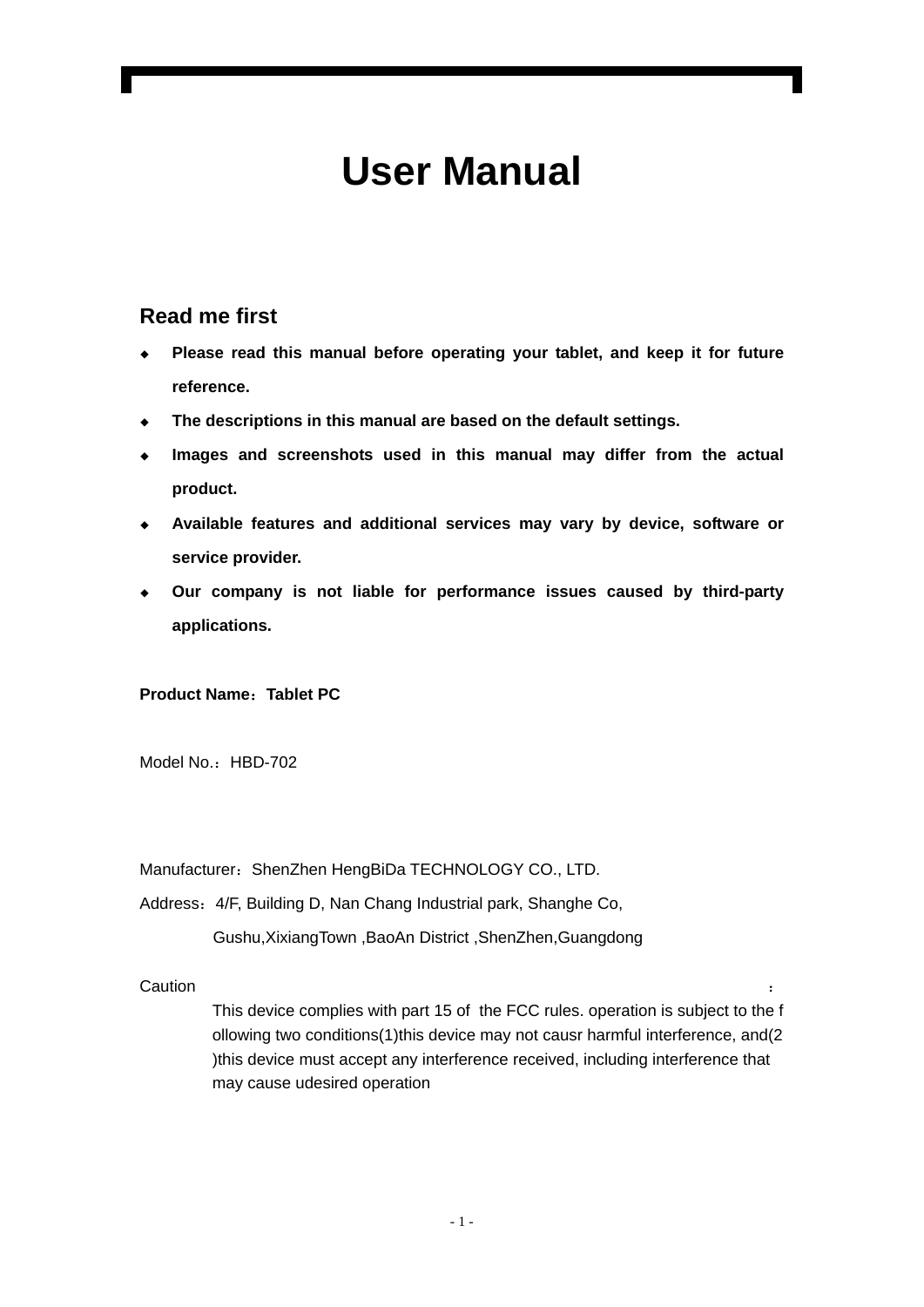# User Manual

## Read me first

- **Please read this manual before operating your tablet, and keep it for future reference.**
- **The descriptions in this manual are based on the default settings.**
- **Images and screenshots used in this manual may differ from the actual product.**
- **Available features and additional services may vary by device, software or service provider.**
- **Our company is not liable for performance issues caused by third-party applications.**

**Product Name：Tablet PC**

Model No.：HBD-702

Manufacturer：ShenZhen HengBiDa TECHNOLOGY CO., LTD.

Address：4/F, Building D, Nan Chang Industrial park, Shanghe Co, Gushu,XixiangTown ,BaoAn District ,ShenZhen,Guangdong

Caution：

This device complies with part 15 of the FCC rules. operation is subject to the following two conditions(1)this device may not causr harmful interference, and(2)this device must accept any interference received, including interference that may cause udesired operation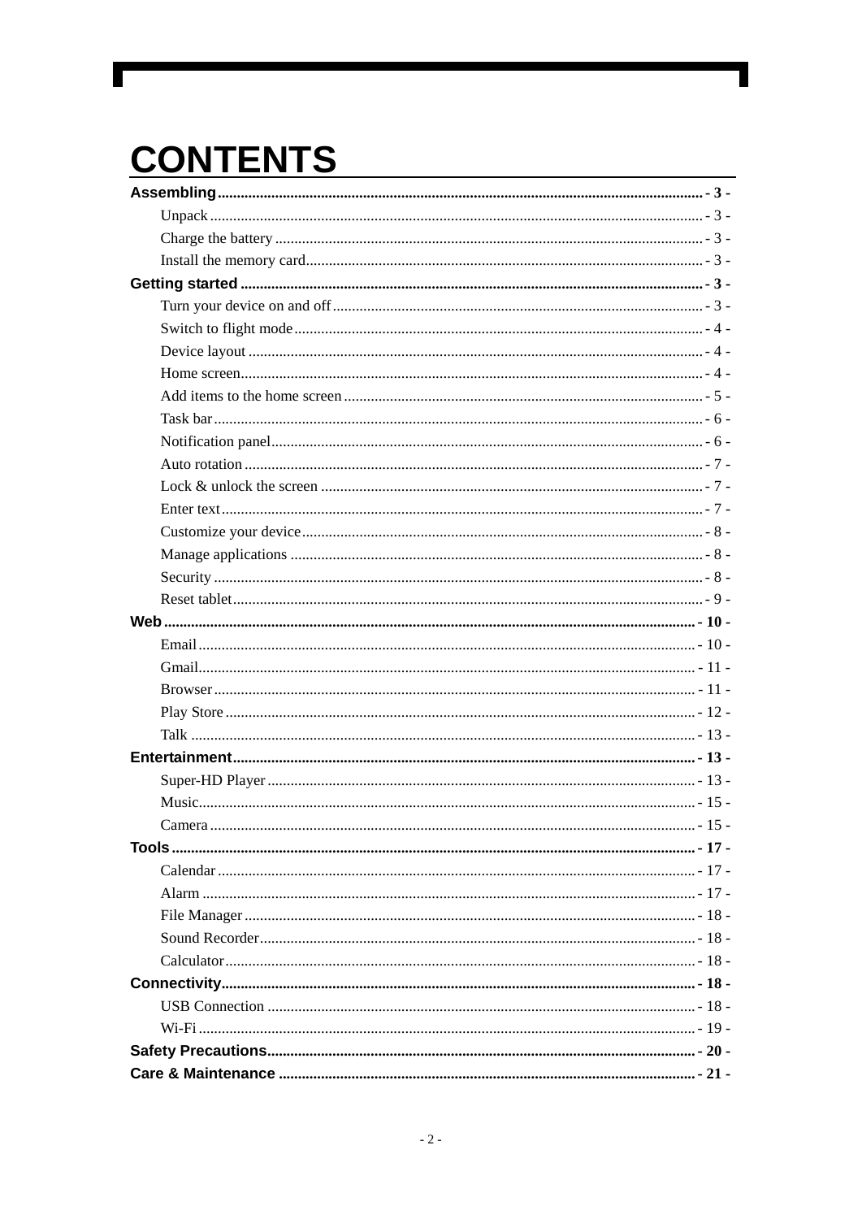# CONTENTS

**Assembling** ............................................................ - 3 -

- Unpack ............................................................ - 3 -
- Charge the battery ............................................................ - 3 -
- Install the memory card ............................................................ - 3 -

**Getting started** ............................................................ - 3 -

- Turn your device on and off ............................................................ - 3 -
- Switch to flight mode ............................................................ - 4 -
- Device layout ............................................................ - 4 -
- Home screen ............................................................ - 4 -
- Add items to the home screen ............................................................ - 5 -
- Task bar ............................................................ - 6 -
- Notification panel ............................................................ - 6 -
- Auto rotation ............................................................ - 7 -
- Lock & unlock the screen ............................................................ - 7 -
- Enter text ............................................................ - 7 -
- Customize your device ............................................................ - 8 -
- Manage applications ............................................................ - 8 -
- Security ............................................................ - 8 -
- Reset tablet ............................................................ - 9 -

**Web** ............................................................ - 10 -

- Email ............................................................ - 10 -
- Gmail ............................................................ - 11 -
- Browser ............................................................ - 11 -
- Play Store ............................................................ - 12 -
- Talk ............................................................ - 13 -

**Entertainment** ............................................................ - 13 -

- Super-HD Player ............................................................ - 13 -
- Music ............................................................ - 15 -
- Camera ............................................................ - 15 -

**Tools** ............................................................ - 17 -

- Calendar ............................................................ - 17 -
- Alarm ............................................................ - 17 -
- File Manager ............................................................ - 18 -
- Sound Recorder ............................................................ - 18 -
- Calculator ............................................................ - 18 -

**Connectivity** ............................................................ - 18 -

- USB Connection ............................................................ - 18 -
- Wi-Fi ............................................................ - 19 -

**Safety Precautions** ............................................................ - 20 -

**Care & Maintenance** ............................................................ - 21 -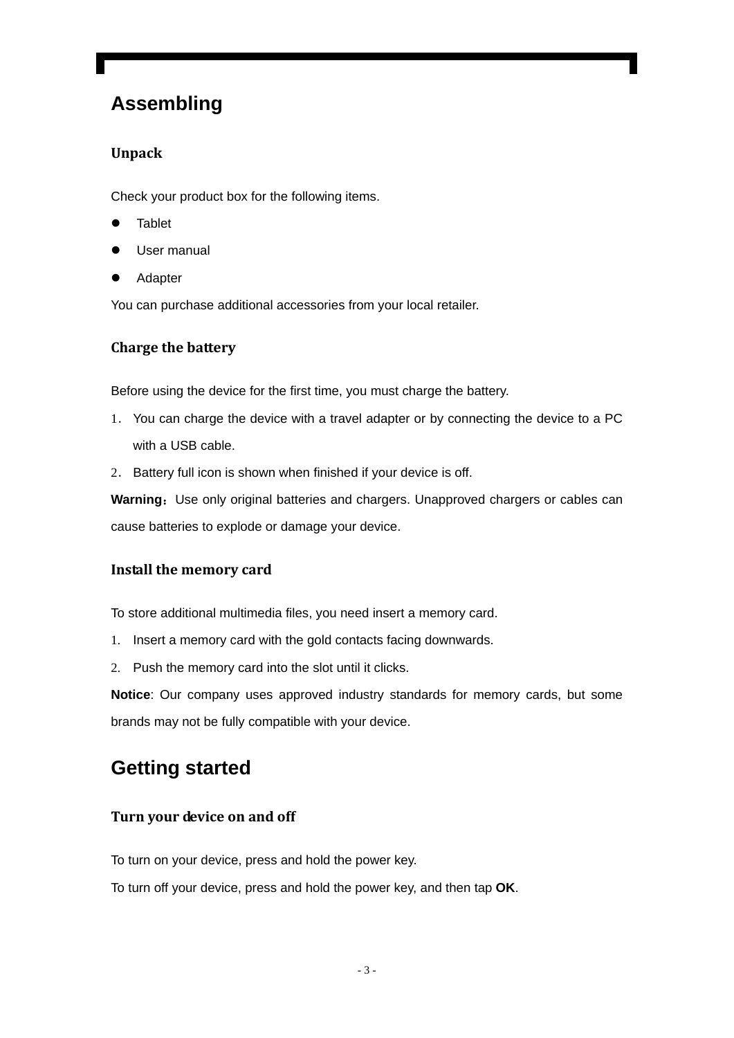# Assembling

## Unpack

Check your product box for the following items.

- Tablet
- User manual
- Adapter

You can purchase additional accessories from your local retailer.

## Charge the battery

Before using the device for the first time, you must charge the battery.

1. You can charge the device with a travel adapter or by connecting the device to a PC with a USB cable.
2. Battery full icon is shown when finished if your device is off.

**Warning**：Use only original batteries and chargers. Unapproved chargers or cables can cause batteries to explode or damage your device.

## Install the memory card

To store additional multimedia files, you need insert a memory card.

1. Insert a memory card with the gold contacts facing downwards.
2. Push the memory card into the slot until it clicks.

**Notice**: Our company uses approved industry standards for memory cards, but some brands may not be fully compatible with your device.

# Getting started

## Turn your device on and off

To turn on your device, press and hold the power key.

To turn off your device, press and hold the power key, and then tap **OK**.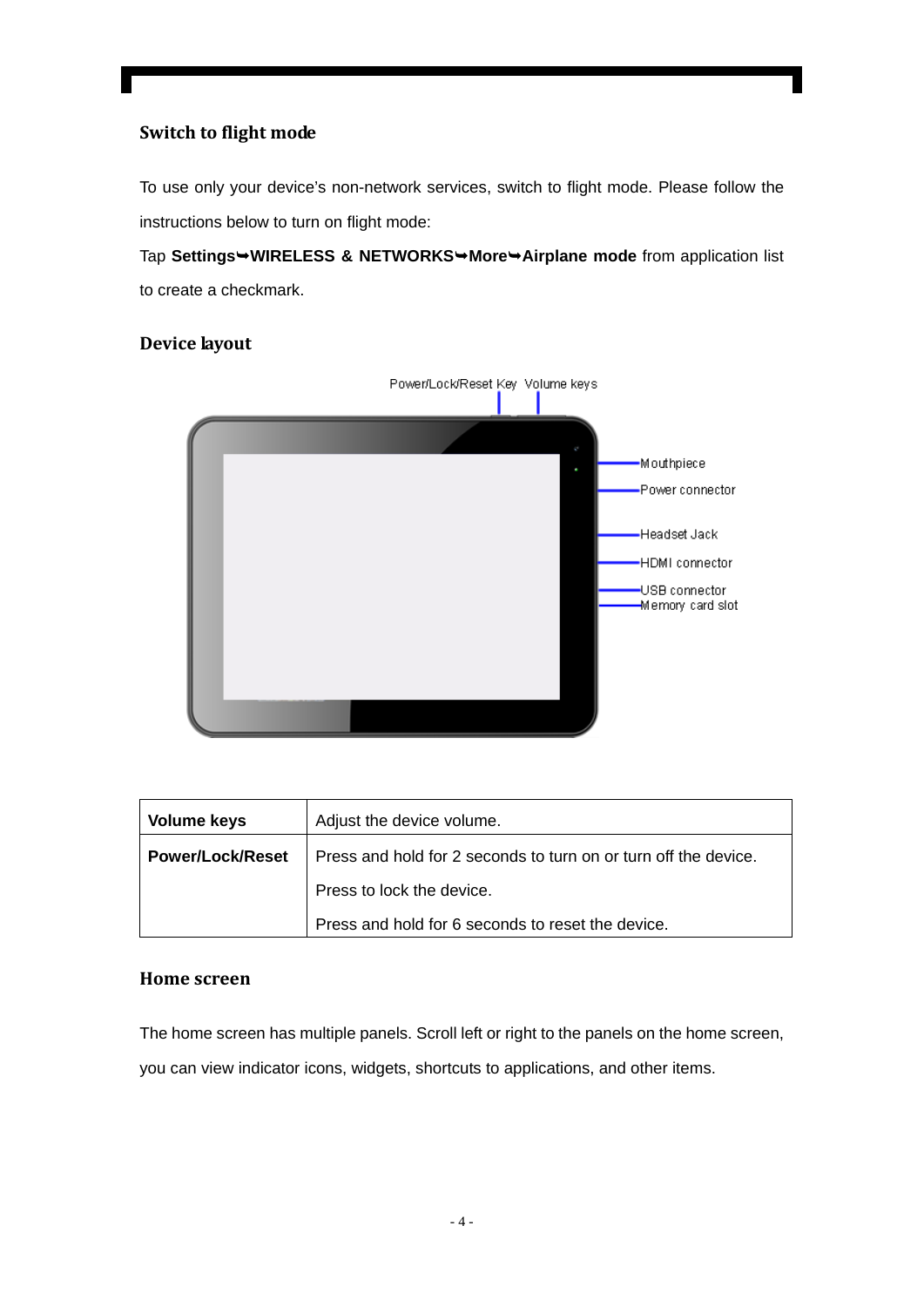## Switch to flight mode

To use only your device's non-network services, switch to flight mode. Please follow the instructions below to turn on flight mode:

Tap **Settings➥WIRELESS & NETWORKS➥More➥Airplane mode** from application list to create a checkmark.

## Device layout

Power/Lock/Reset Key Volume keys

Mouthpiece

Power connector

Headset Jack

HDMI connector

USB connector

Memory card slot

| **Volume keys** | Adjust the device volume. |
|---|---|
| **Power/Lock/Reset** | Press and hold for 2 seconds to turn on or turn off the device.<br>Press to lock the device.<br>Press and hold for 6 seconds to reset the device. |

## Home screen

The home screen has multiple panels. Scroll left or right to the panels on the home screen, you can view indicator icons, widgets, shortcuts to applications, and other items.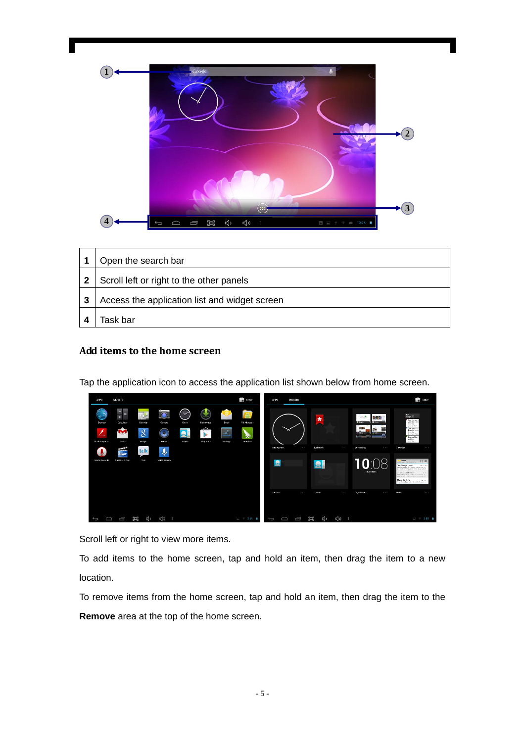| 1 | Open the search bar |
|---|---|
| 2 | Scroll left or right to the other panels |
| 3 | Access the application list and widget screen |
| 4 | Task bar |

### Add items to the home screen

Tap the application icon to access the application list shown below from home screen.

Scroll left or right to view more items.

To add items to the home screen, tap and hold an item, then drag the item to a new location.

To remove items from the home screen, tap and hold an item, then drag the item to the **Remove** area at the top of the home screen.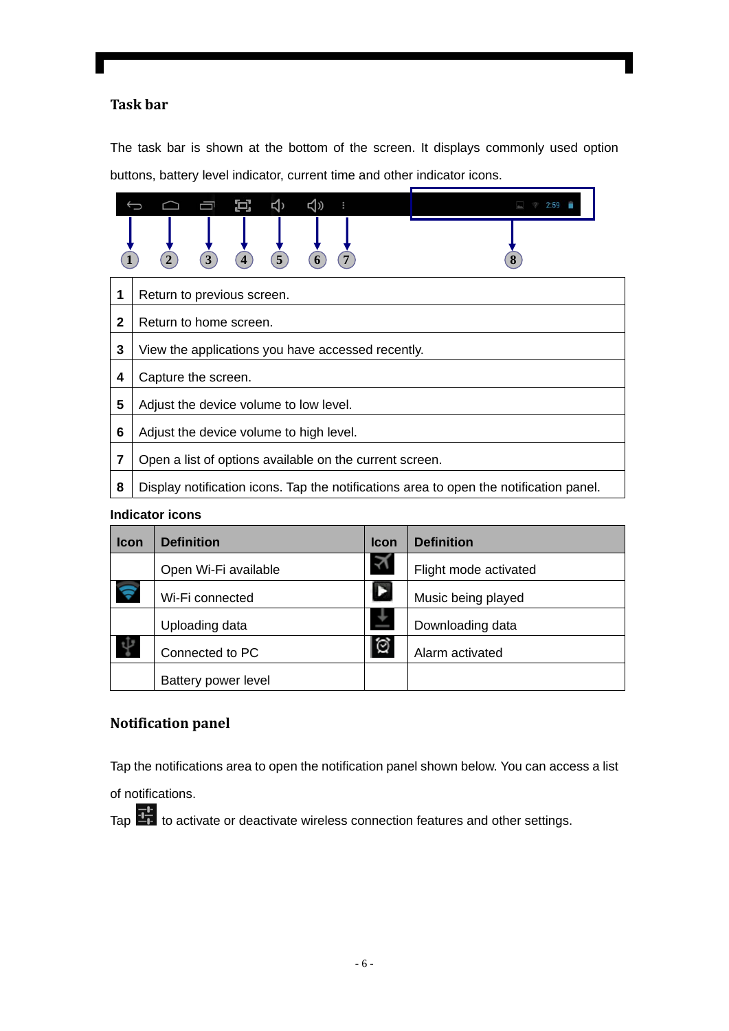## Task bar

The task bar is shown at the bottom of the screen. It displays commonly used option buttons, battery level indicator, current time and other indicator icons.

| | |
|---|---|
| 1 | Return to previous screen. |
| 2 | Return to home screen. |
| 3 | View the applications you have accessed recently. |
| 4 | Capture the screen. |
| 5 | Adjust the device volume to low level. |
| 6 | Adjust the device volume to high level. |
| 7 | Open a list of options available on the current screen. |
| 8 | Display notification icons. Tap the notifications area to open the notification panel. |

**Indicator icons**

| Icon | Definition | Icon | Definition |
|---|---|---|---|
| | Open Wi-Fi available | | Flight mode activated |
| | Wi-Fi connected | | Music being played |
| | Uploading data | | Downloading data |
| | Connected to PC | | Alarm activated |
| | Battery power level | | |

## Notification panel

Tap the notifications area to open the notification panel shown below. You can access a list of notifications.

Tap to activate or deactivate wireless connection features and other settings.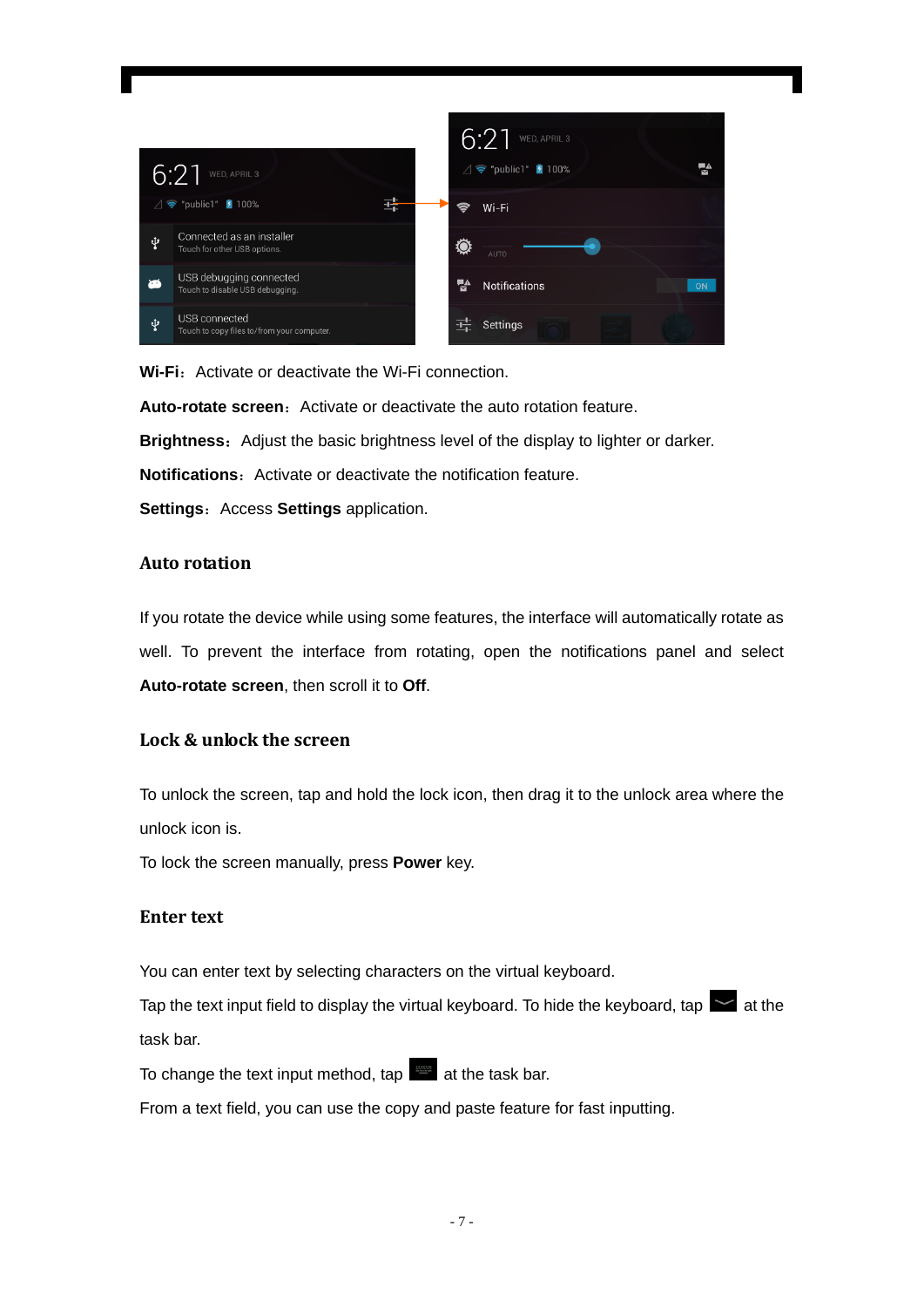**Wi-Fi**：Activate or deactivate the Wi-Fi connection.

**Auto-rotate screen**：Activate or deactivate the auto rotation feature.

**Brightness**：Adjust the basic brightness level of the display to lighter or darker.

**Notifications**：Activate or deactivate the notification feature.

**Settings**：Access **Settings** application.

### Auto rotation

If you rotate the device while using some features, the interface will automatically rotate as well. To prevent the interface from rotating, open the notifications panel and select **Auto-rotate screen**, then scroll it to **Off**.

### Lock & unlock the screen

To unlock the screen, tap and hold the lock icon, then drag it to the unlock area where the unlock icon is.

To lock the screen manually, press **Power** key.

### Enter text

You can enter text by selecting characters on the virtual keyboard.

Tap the text input field to display the virtual keyboard. To hide the keyboard, tap at the task bar.

To change the text input method, tap at the task bar.

From a text field, you can use the copy and paste feature for fast inputting.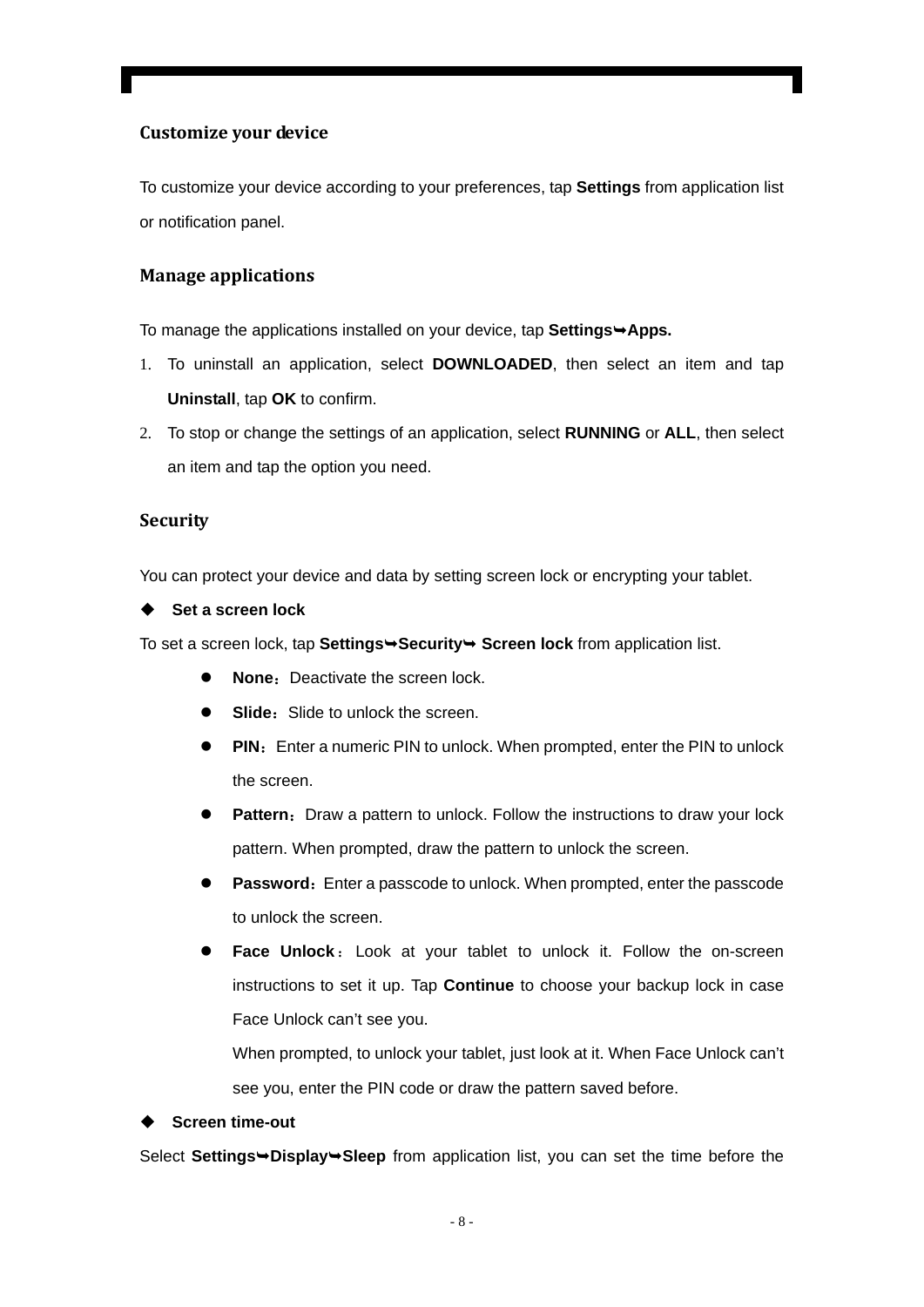## Customize your device

To customize your device according to your preferences, tap **Settings** from application list or notification panel.

## Manage applications

To manage the applications installed on your device, tap **Settings➥Apps.**

1. To uninstall an application, select **DOWNLOADED**, then select an item and tap **Uninstall**, tap **OK** to confirm.
2. To stop or change the settings of an application, select **RUNNING** or **ALL**, then select an item and tap the option you need.

## Security

You can protect your device and data by setting screen lock or encrypting your tablet.

◆ **Set a screen lock**

To set a screen lock, tap **Settings➥Security➥ Screen lock** from application list.

- **None**：Deactivate the screen lock.
- **Slide**：Slide to unlock the screen.
- **PIN**：Enter a numeric PIN to unlock. When prompted, enter the PIN to unlock the screen.
- **Pattern**：Draw a pattern to unlock. Follow the instructions to draw your lock pattern. When prompted, draw the pattern to unlock the screen.
- **Password**：Enter a passcode to unlock. When prompted, enter the passcode to unlock the screen.
- **Face Unlock**：Look at your tablet to unlock it. Follow the on-screen instructions to set it up. Tap **Continue** to choose your backup lock in case Face Unlock can't see you.

  When prompted, to unlock your tablet, just look at it. When Face Unlock can't see you, enter the PIN code or draw the pattern saved before.

◆ **Screen time-out**

Select **Settings➥Display➥Sleep** from application list, you can set the time before the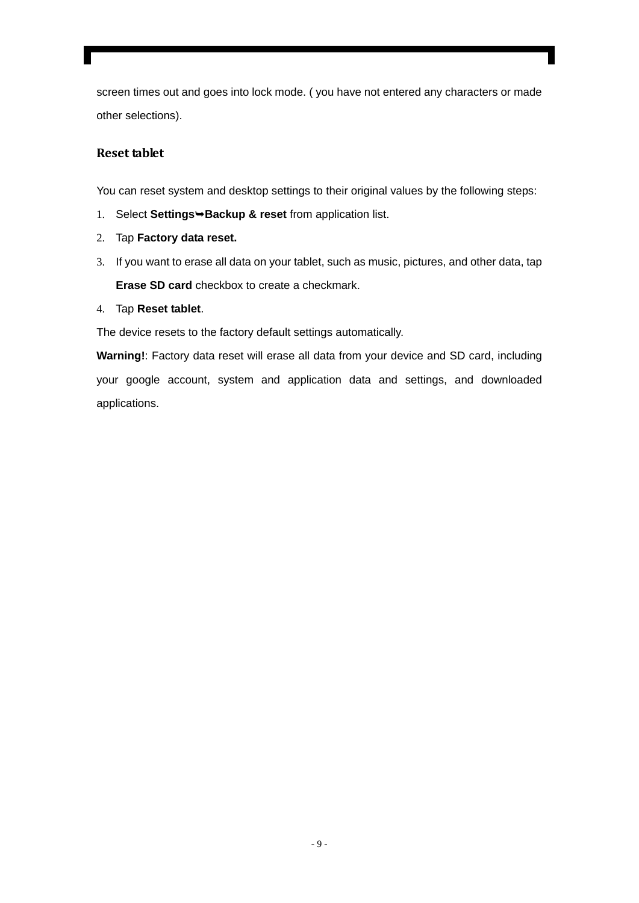screen times out and goes into lock mode. ( you have not entered any characters or made other selections).

## Reset tablet

You can reset system and desktop settings to their original values by the following steps:

1. Select **Settings➥Backup & reset** from application list.
2. Tap **Factory data reset.**
3. If you want to erase all data on your tablet, such as music, pictures, and other data, tap **Erase SD card** checkbox to create a checkmark.
4. Tap **Reset tablet**.

The device resets to the factory default settings automatically.

**Warning!**: Factory data reset will erase all data from your device and SD card, including your google account, system and application data and settings, and downloaded applications.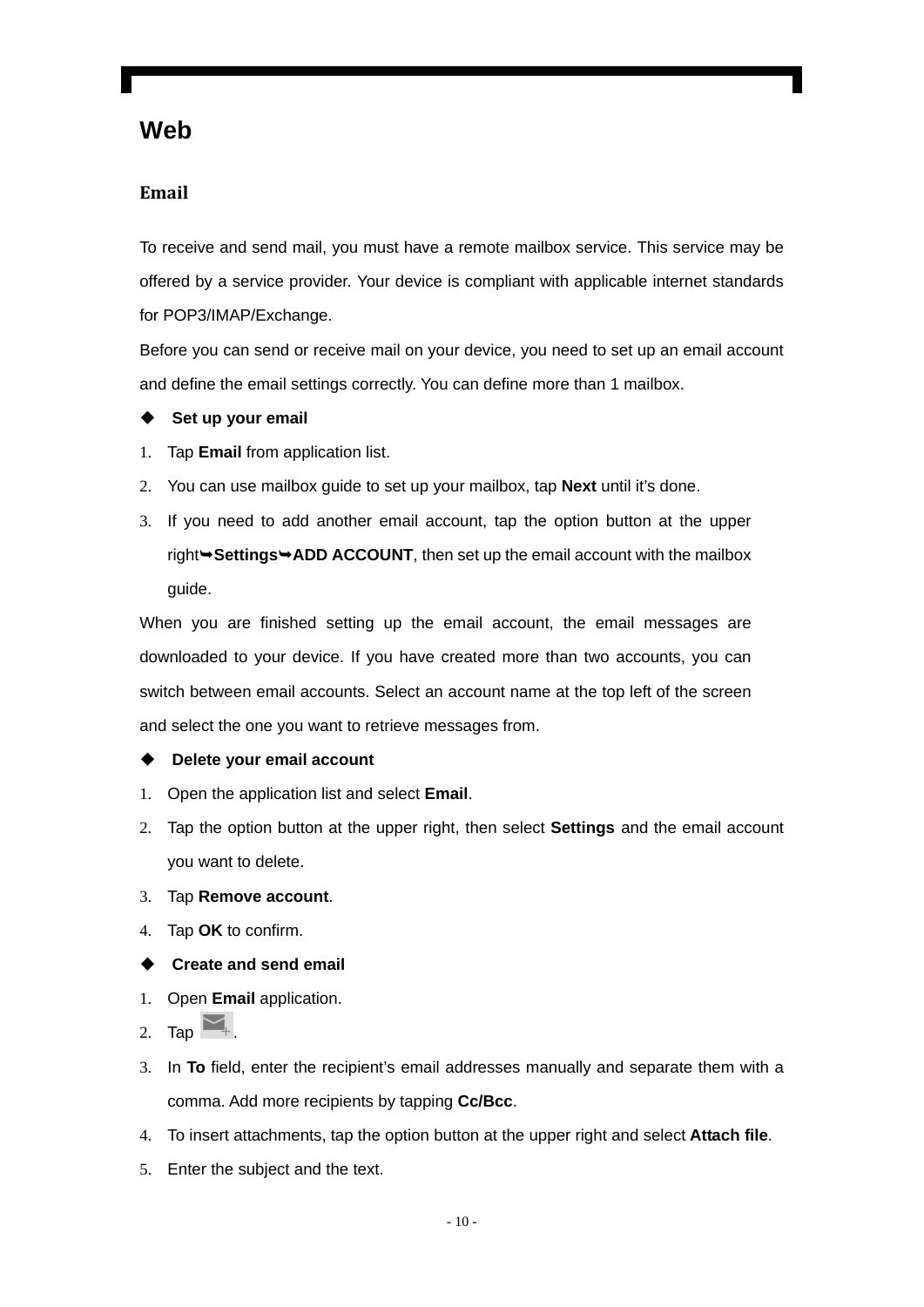## Web

### Email

To receive and send mail, you must have a remote mailbox service. This service may be offered by a service provider. Your device is compliant with applicable internet standards for POP3/IMAP/Exchange.

Before you can send or receive mail on your device, you need to set up an email account and define the email settings correctly. You can define more than 1 mailbox.

◆ **Set up your email**

1. Tap **Email** from application list.
2. You can use mailbox guide to set up your mailbox, tap **Next** until it's done.
3. If you need to add another email account, tap the option button at the upper right➥**Settings**➥**ADD ACCOUNT**, then set up the email account with the mailbox guide.

When you are finished setting up the email account, the email messages are downloaded to your device. If you have created more than two accounts, you can switch between email accounts. Select an account name at the top left of the screen and select the one you want to retrieve messages from.

◆ **Delete your email account**

1. Open the application list and select **Email**.
2. Tap the option button at the upper right, then select **Settings** and the email account you want to delete.
3. Tap **Remove account**.
4. Tap **OK** to confirm.

◆ **Create and send email**

1. Open **Email** application.
2. Tap .
3. In **To** field, enter the recipient's email addresses manually and separate them with a comma. Add more recipients by tapping **Cc/Bcc**.
4. To insert attachments, tap the option button at the upper right and select **Attach file**.
5. Enter the subject and the text.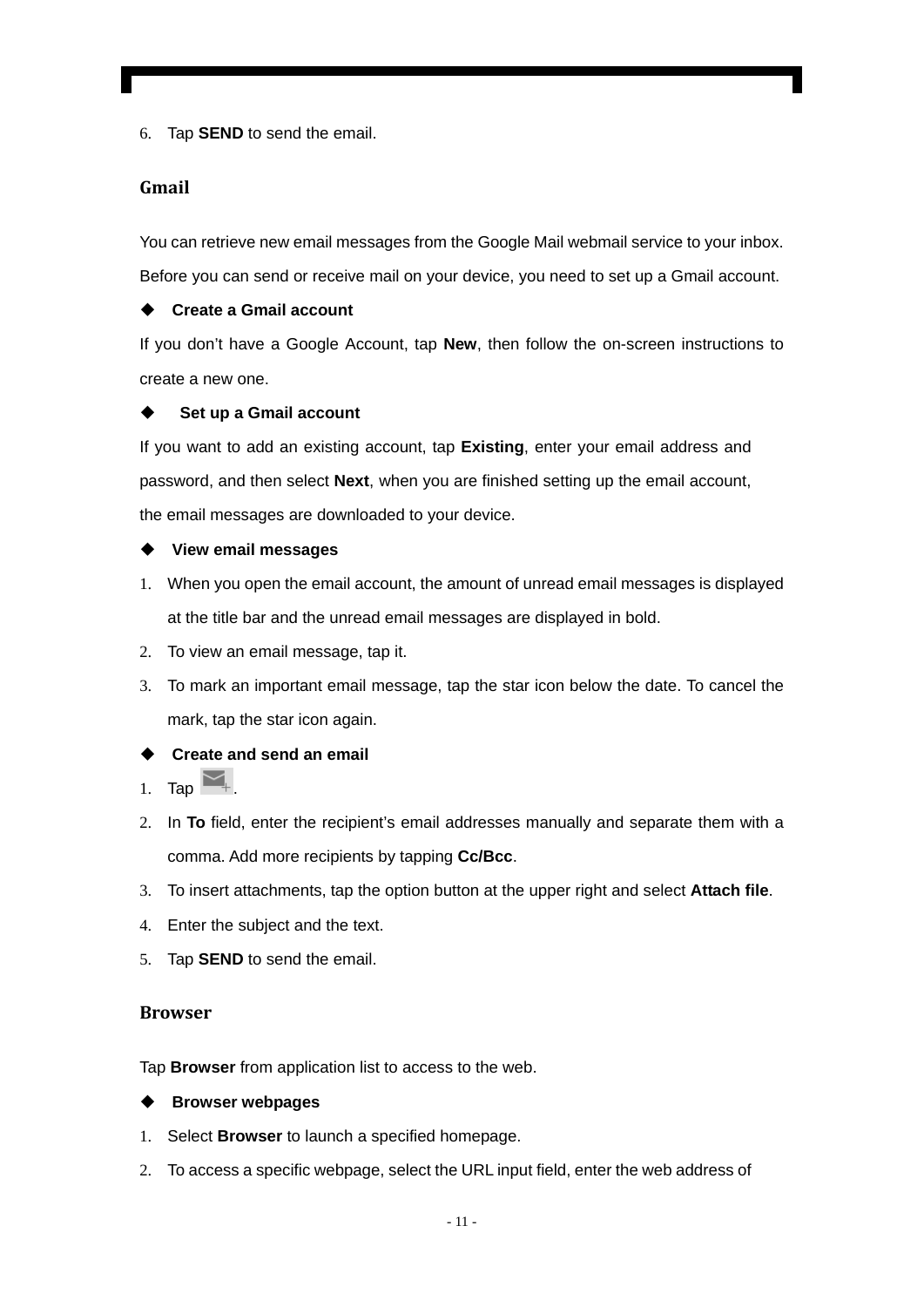6. Tap **SEND** to send the email.

## Gmail

You can retrieve new email messages from the Google Mail webmail service to your inbox. Before you can send or receive mail on your device, you need to set up a Gmail account.

◆ **Create a Gmail account**

If you don't have a Google Account, tap **New**, then follow the on-screen instructions to create a new one.

◆ **Set up a Gmail account**

If you want to add an existing account, tap **Existing**, enter your email address and password, and then select **Next**, when you are finished setting up the email account, the email messages are downloaded to your device.

◆ **View email messages**

1. When you open the email account, the amount of unread email messages is displayed at the title bar and the unread email messages are displayed in bold.
2. To view an email message, tap it.
3. To mark an important email message, tap the star icon below the date. To cancel the mark, tap the star icon again.

◆ **Create and send an email**

1. Tap .
2. In **To** field, enter the recipient's email addresses manually and separate them with a comma. Add more recipients by tapping **Cc/Bcc**.
3. To insert attachments, tap the option button at the upper right and select **Attach file**.
4. Enter the subject and the text.
5. Tap **SEND** to send the email.

## Browser

Tap **Browser** from application list to access to the web.

◆ **Browser webpages**

1. Select **Browser** to launch a specified homepage.
2. To access a specific webpage, select the URL input field, enter the web address of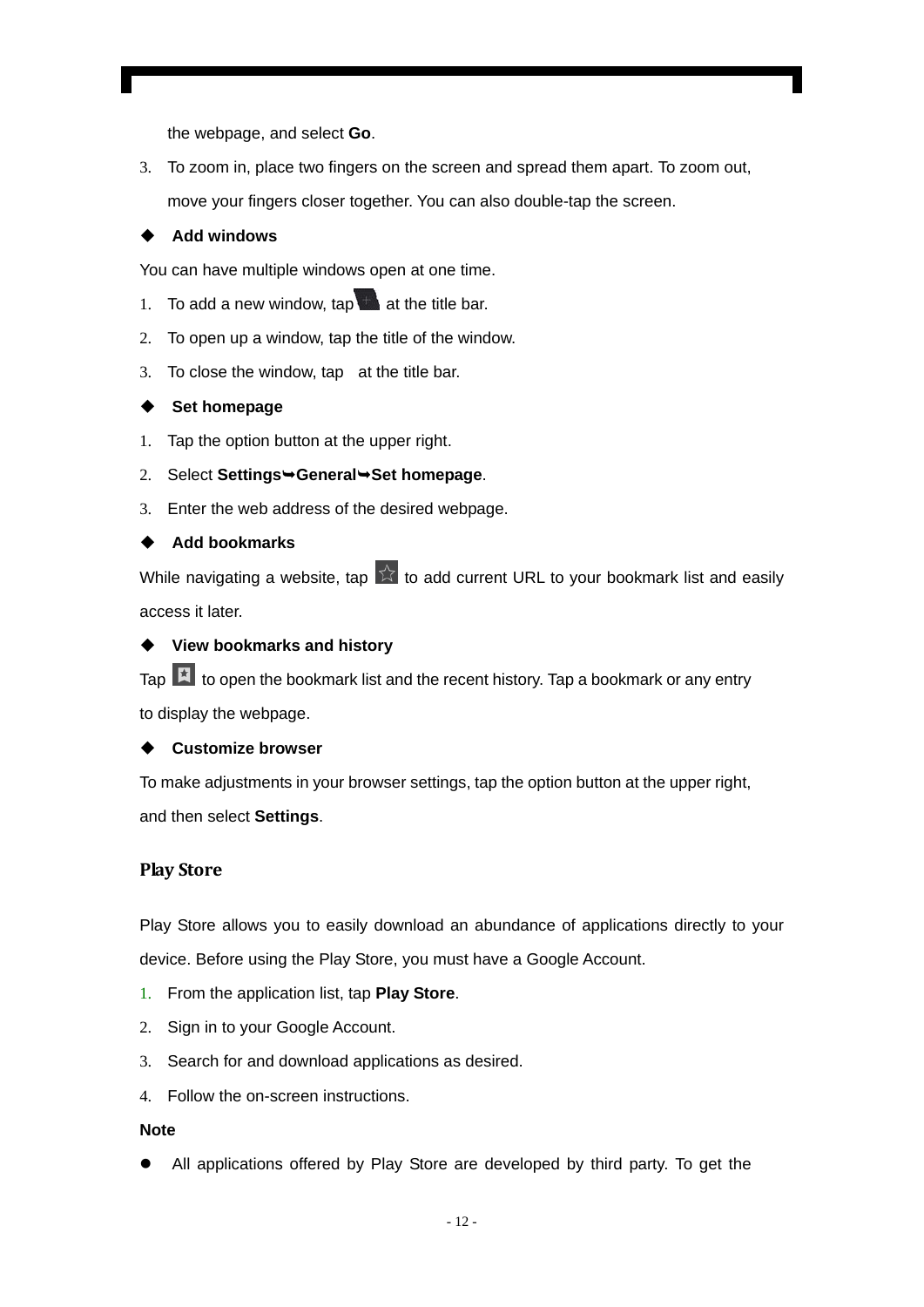the webpage, and select **Go**.

3. To zoom in, place two fingers on the screen and spread them apart. To zoom out, move your fingers closer together. You can also double-tap the screen.

◆ **Add windows**

You can have multiple windows open at one time.

1. To add a new window, tap at the title bar.
2. To open up a window, tap the title of the window.
3. To close the window, tap at the title bar.

◆ **Set homepage**

1. Tap the option button at the upper right.
2. Select **Settings**➥**General**➥**Set homepage**.
3. Enter the web address of the desired webpage.

◆ **Add bookmarks**

While navigating a website, tap to add current URL to your bookmark list and easily access it later.

◆ **View bookmarks and history**

Tap to open the bookmark list and the recent history. Tap a bookmark or any entry to display the webpage.

◆ **Customize browser**

To make adjustments in your browser settings, tap the option button at the upper right, and then select **Settings**.

## Play Store

Play Store allows you to easily download an abundance of applications directly to your device. Before using the Play Store, you must have a Google Account.

1. From the application list, tap **Play Store**.
2. Sign in to your Google Account.
3. Search for and download applications as desired.
4. Follow the on-screen instructions.

**Note**

- All applications offered by Play Store are developed by third party. To get the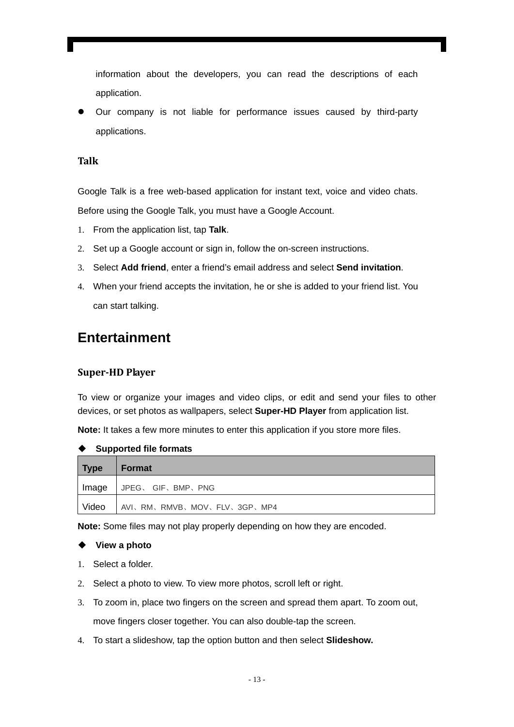information about the developers, you can read the descriptions of each application.

- Our company is not liable for performance issues caused by third-party applications.

### Talk

Google Talk is a free web-based application for instant text, voice and video chats. Before using the Google Talk, you must have a Google Account.

1. From the application list, tap **Talk**.
2. Set up a Google account or sign in, follow the on-screen instructions.
3. Select **Add friend**, enter a friend's email address and select **Send invitation**.
4. When your friend accepts the invitation, he or she is added to your friend list. You can start talking.

## Entertainment

### Super-HD Player

To view or organize your images and video clips, or edit and send your files to other devices, or set photos as wallpapers, select **Super-HD Player** from application list.

**Note:** It takes a few more minutes to enter this application if you store more files.

- **Supported file formats**

| Type | Format |
|---|---|
| Image | JPEG、 GIF、BMP、PNG |
| Video | AVI、RM、RMVB、MOV、FLV、3GP、MP4 |

**Note:** Some files may not play properly depending on how they are encoded.

- **View a photo**

1. Select a folder.
2. Select a photo to view. To view more photos, scroll left or right.
3. To zoom in, place two fingers on the screen and spread them apart. To zoom out, move fingers closer together. You can also double-tap the screen.
4. To start a slideshow, tap the option button and then select **Slideshow.**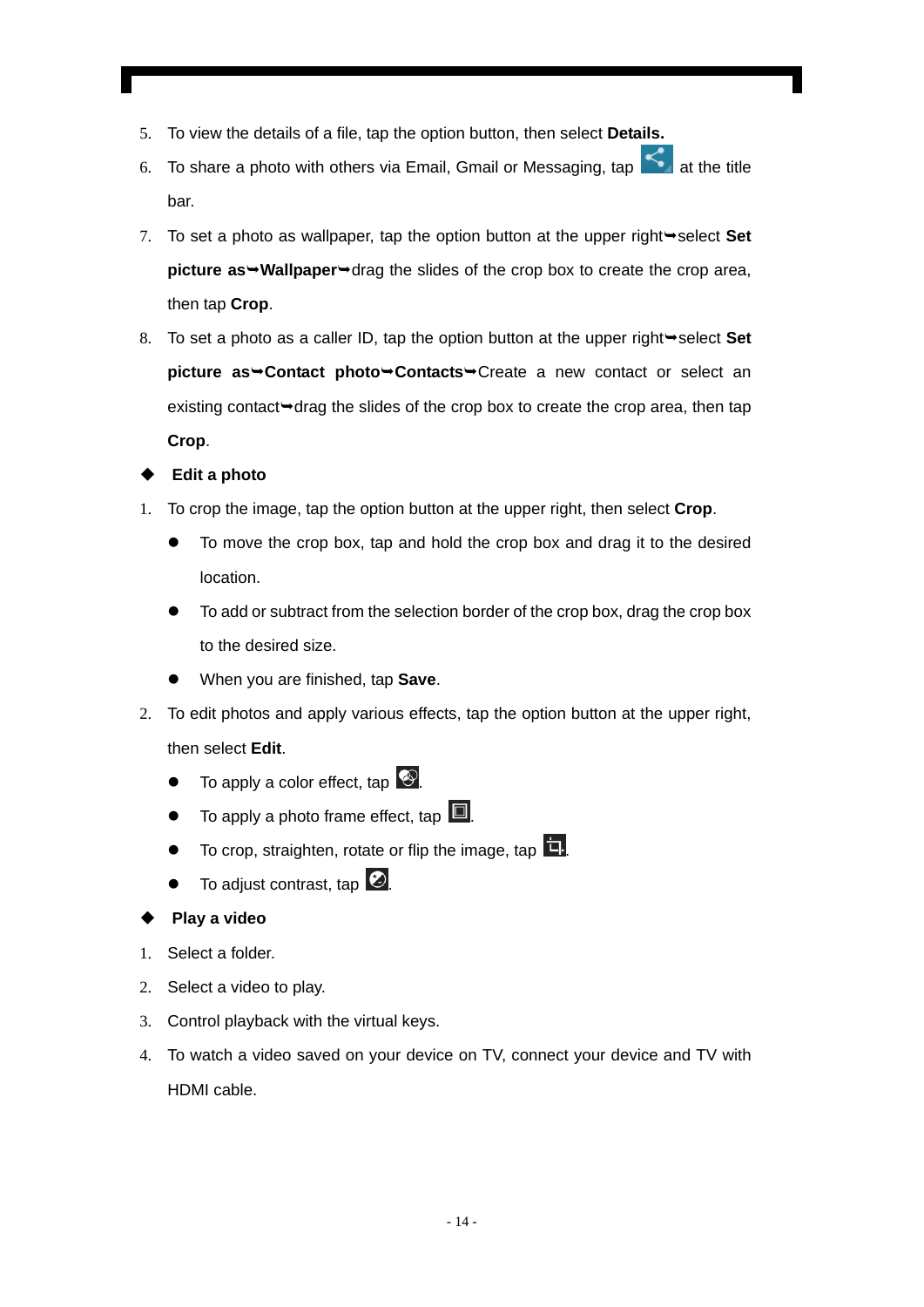5. To view the details of a file, tap the option button, then select **Details.**
6. To share a photo with others via Email, Gmail or Messaging, tap at the title bar.
7. To set a photo as wallpaper, tap the option button at the upper right➥select **Set picture as**➥**Wallpaper**➥drag the slides of the crop box to create the crop area, then tap **Crop**.
8. To set a photo as a caller ID, tap the option button at the upper right➥select **Set picture as**➥**Contact photo**➥**Contacts**➥Create a new contact or select an existing contact➥drag the slides of the crop box to create the crop area, then tap **Crop**.

◆ **Edit a photo**

1. To crop the image, tap the option button at the upper right, then select **Crop**.
   - To move the crop box, tap and hold the crop box and drag it to the desired location.
   - To add or subtract from the selection border of the crop box, drag the crop box to the desired size.
   - When you are finished, tap **Save**.
2. To edit photos and apply various effects, tap the option button at the upper right, then select **Edit**.
   - To apply a color effect, tap .
   - To apply a photo frame effect, tap .
   - To crop, straighten, rotate or flip the image, tap .
   - To adjust contrast, tap .

◆ **Play a video**

1. Select a folder.
2. Select a video to play.
3. Control playback with the virtual keys.
4. To watch a video saved on your device on TV, connect your device and TV with HDMI cable.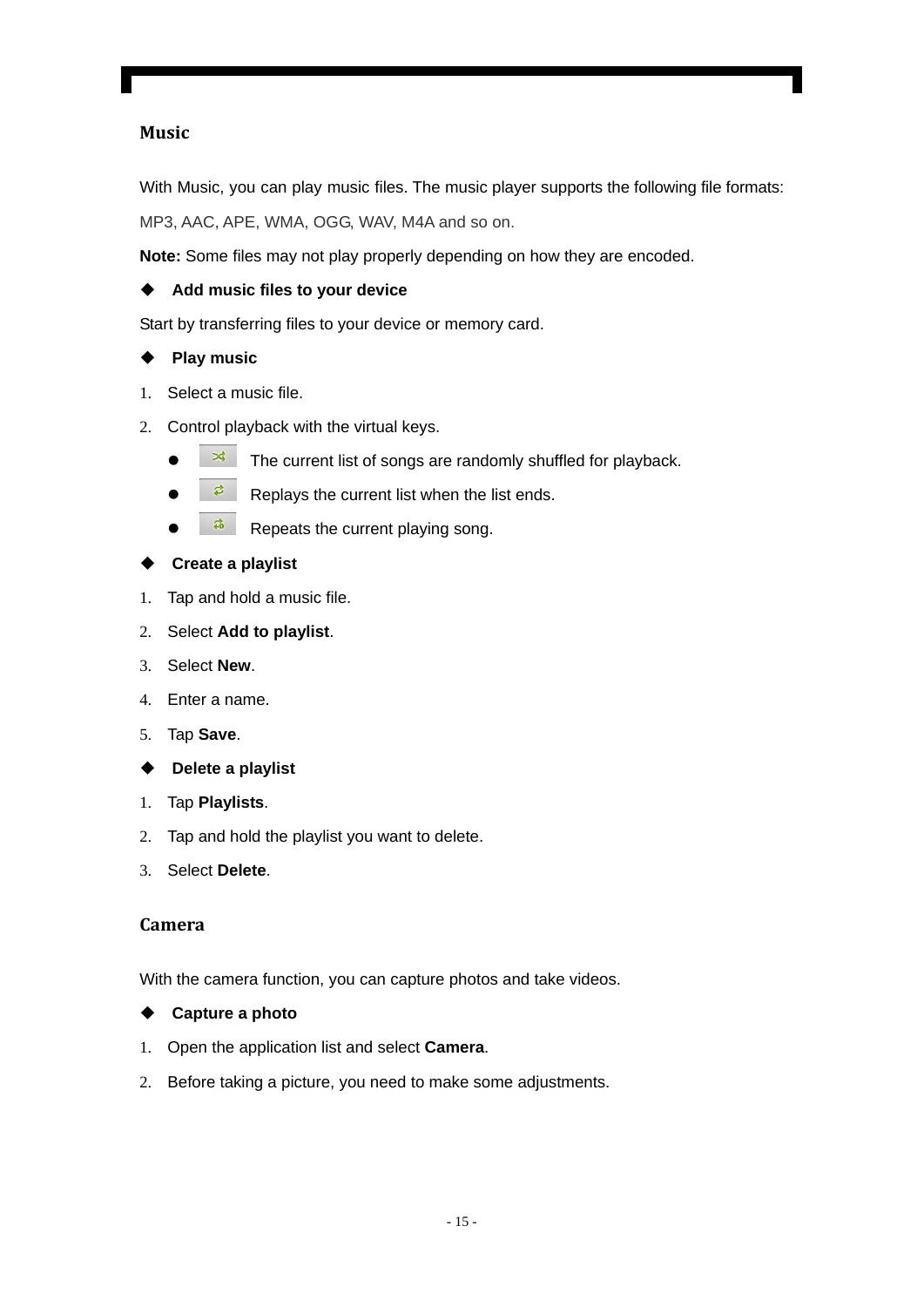## Music

With Music, you can play music files. The music player supports the following file formats: MP3, AAC, APE, WMA, OGG, WAV, M4A and so on.

**Note:** Some files may not play properly depending on how they are encoded.

◆ **Add music files to your device**

Start by transferring files to your device or memory card.

◆ **Play music**

1. Select a music file.
2. Control playback with the virtual keys.
   - The current list of songs are randomly shuffled for playback.
   - Replays the current list when the list ends.
   - Repeats the current playing song.

◆ **Create a playlist**

1. Tap and hold a music file.
2. Select **Add to playlist**.
3. Select **New**.
4. Enter a name.
5. Tap **Save**.

◆ **Delete a playlist**

1. Tap **Playlists**.
2. Tap and hold the playlist you want to delete.
3. Select **Delete**.

## Camera

With the camera function, you can capture photos and take videos.

◆ **Capture a photo**

1. Open the application list and select **Camera**.
2. Before taking a picture, you need to make some adjustments.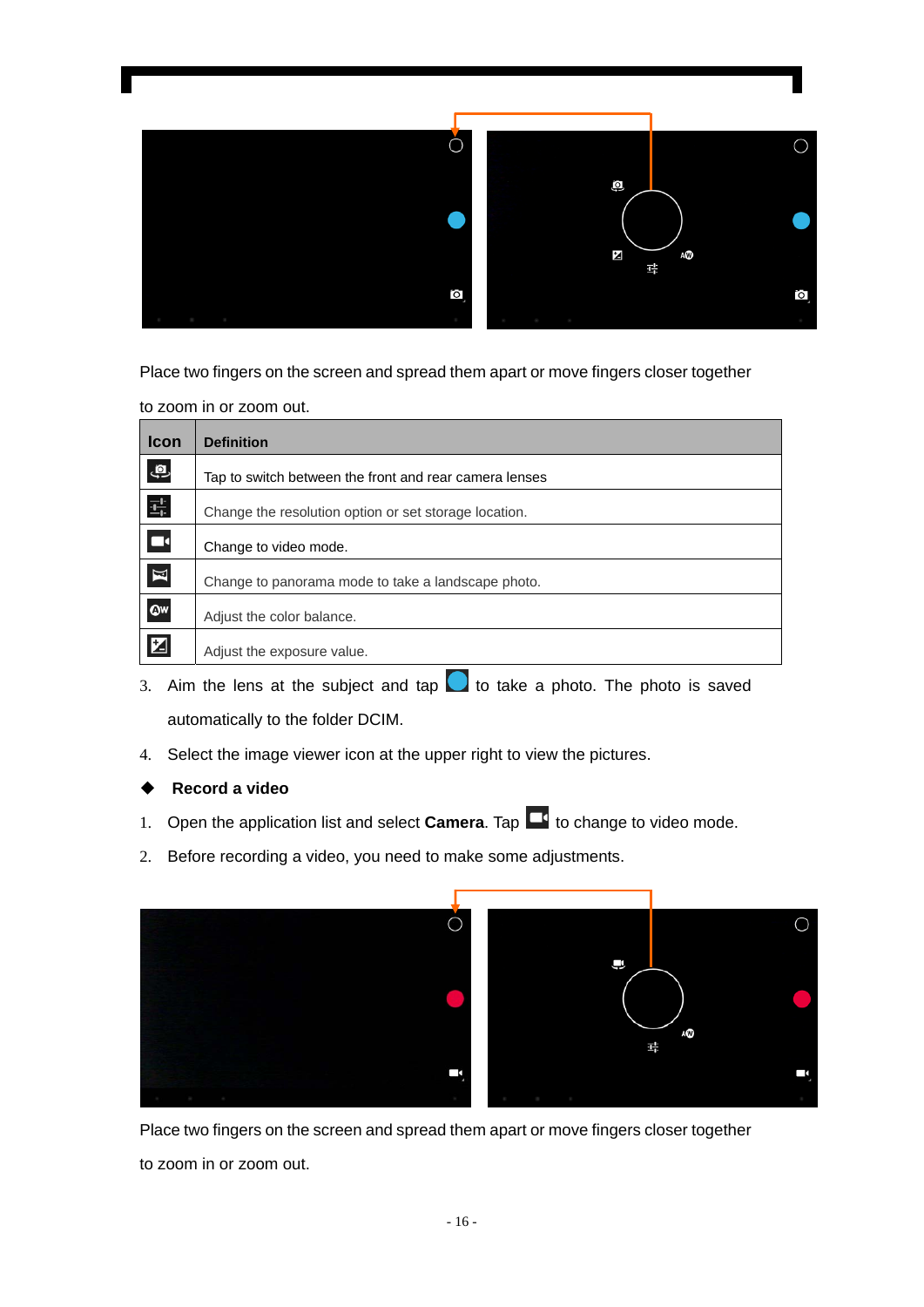Place two fingers on the screen and spread them apart or move fingers closer together to zoom in or zoom out.

| Icon | Definition |
|---|---|
| | Tap to switch between the front and rear camera lenses |
| | Change the resolution option or set storage location. |
| | Change to video mode. |
| | Change to panorama mode to take a landscape photo. |
| | Adjust the color balance. |
| | Adjust the exposure value. |

3. Aim the lens at the subject and tap  to take a photo. The photo is saved automatically to the folder DCIM.
4. Select the image viewer icon at the upper right to view the pictures.

◆ **Record a video**

1. Open the application list and select **Camera**. Tap  to change to video mode.
2. Before recording a video, you need to make some adjustments.

Place two fingers on the screen and spread them apart or move fingers closer together to zoom in or zoom out.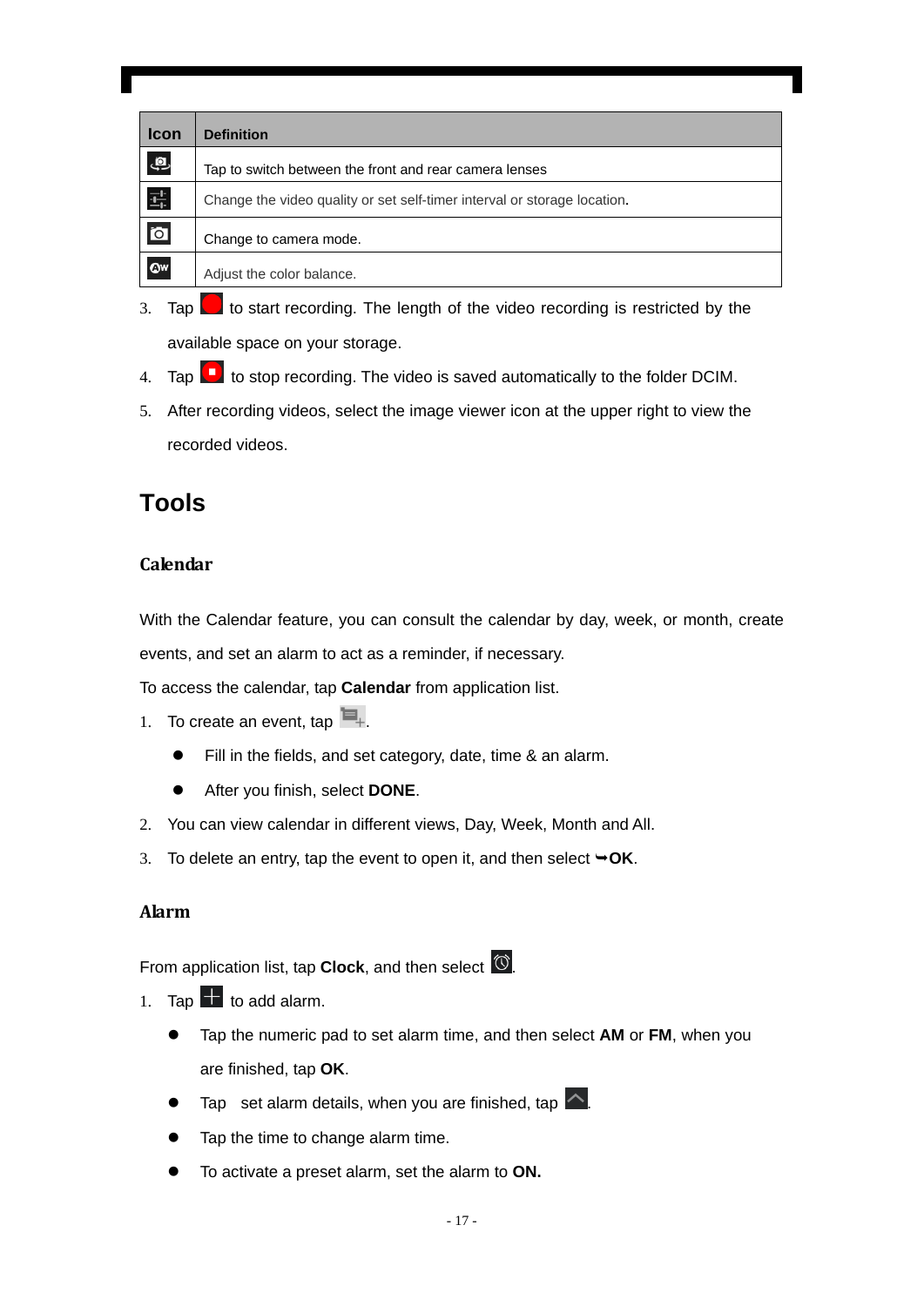| Icon | Definition |
|---|---|
| | Tap to switch between the front and rear camera lenses |
| | Change the video quality or set self-timer interval or storage location. |
| | Change to camera mode. |
| | Adjust the color balance. |

3. Tap to start recording. The length of the video recording is restricted by the available space on your storage.
4. Tap to stop recording. The video is saved automatically to the folder DCIM.
5. After recording videos, select the image viewer icon at the upper right to view the recorded videos.

# Tools

## Calendar

With the Calendar feature, you can consult the calendar by day, week, or month, create events, and set an alarm to act as a reminder, if necessary.

To access the calendar, tap **Calendar** from application list.

1. To create an event, tap .
   - Fill in the fields, and set category, date, time & an alarm.
   - After you finish, select **DONE**.
2. You can view calendar in different views, Day, Week, Month and All.
3. To delete an entry, tap the event to open it, and then select ➥**OK**.

## Alarm

From application list, tap **Clock**, and then select .

1. Tap to add alarm.
   - Tap the numeric pad to set alarm time, and then select **AM** or **FM**, when you are finished, tap **OK**.
   - Tap set alarm details, when you are finished, tap .
   - Tap the time to change alarm time.
   - To activate a preset alarm, set the alarm to **ON.**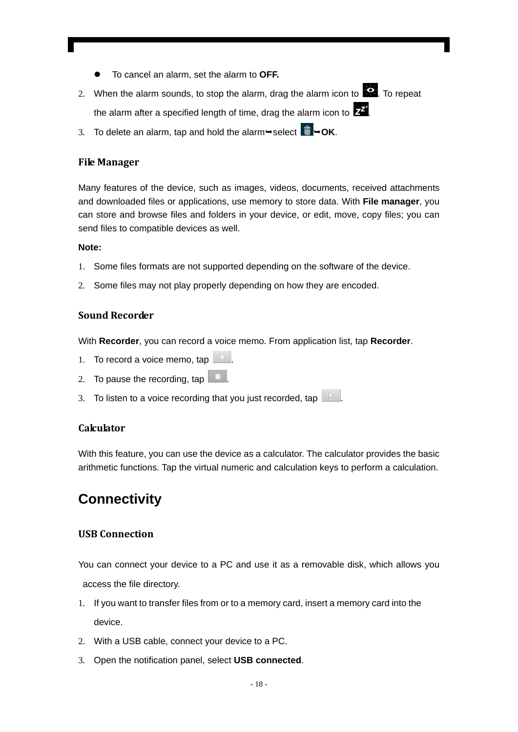- To cancel an alarm, set the alarm to **OFF.**

2. When the alarm sounds, to stop the alarm, drag the alarm icon to . To repeat the alarm after a specified length of time, drag the alarm icon to .
3. To delete an alarm, tap and hold the alarm➥select ➥**OK**.

### File Manager

Many features of the device, such as images, videos, documents, received attachments and downloaded files or applications, use memory to store data. With **File manager**, you can store and browse files and folders in your device, or edit, move, copy files; you can send files to compatible devices as well.

**Note:**

1. Some files formats are not supported depending on the software of the device.
2. Some files may not play properly depending on how they are encoded.

### Sound Recorder

With **Recorder**, you can record a voice memo. From application list, tap **Recorder**.

1. To record a voice memo, tap .
2. To pause the recording, tap .
3. To listen to a voice recording that you just recorded, tap .

### Calculator

With this feature, you can use the device as a calculator. The calculator provides the basic arithmetic functions. Tap the virtual numeric and calculation keys to perform a calculation.

## Connectivity

### USB Connection

You can connect your device to a PC and use it as a removable disk, which allows you access the file directory.

1. If you want to transfer files from or to a memory card, insert a memory card into the device.
2. With a USB cable, connect your device to a PC.
3. Open the notification panel, select **USB connected**.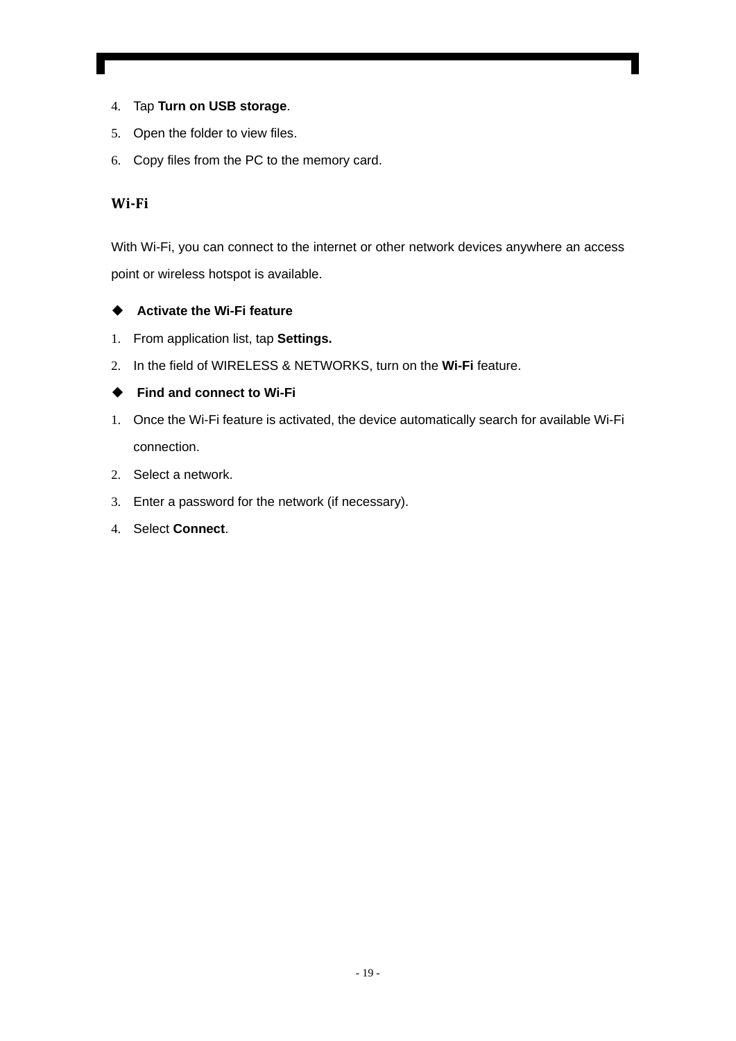4. Tap **Turn on USB storage**.
5. Open the folder to view files.
6. Copy files from the PC to the memory card.

## Wi-Fi

With Wi-Fi, you can connect to the internet or other network devices anywhere an access point or wireless hotspot is available.

◆ **Activate the Wi-Fi feature**

1. From application list, tap **Settings.**
2. In the field of WIRELESS & NETWORKS, turn on the **Wi-Fi** feature.

◆ **Find and connect to Wi-Fi**

1. Once the Wi-Fi feature is activated, the device automatically search for available Wi-Fi connection.
2. Select a network.
3. Enter a password for the network (if necessary).
4. Select **Connect**.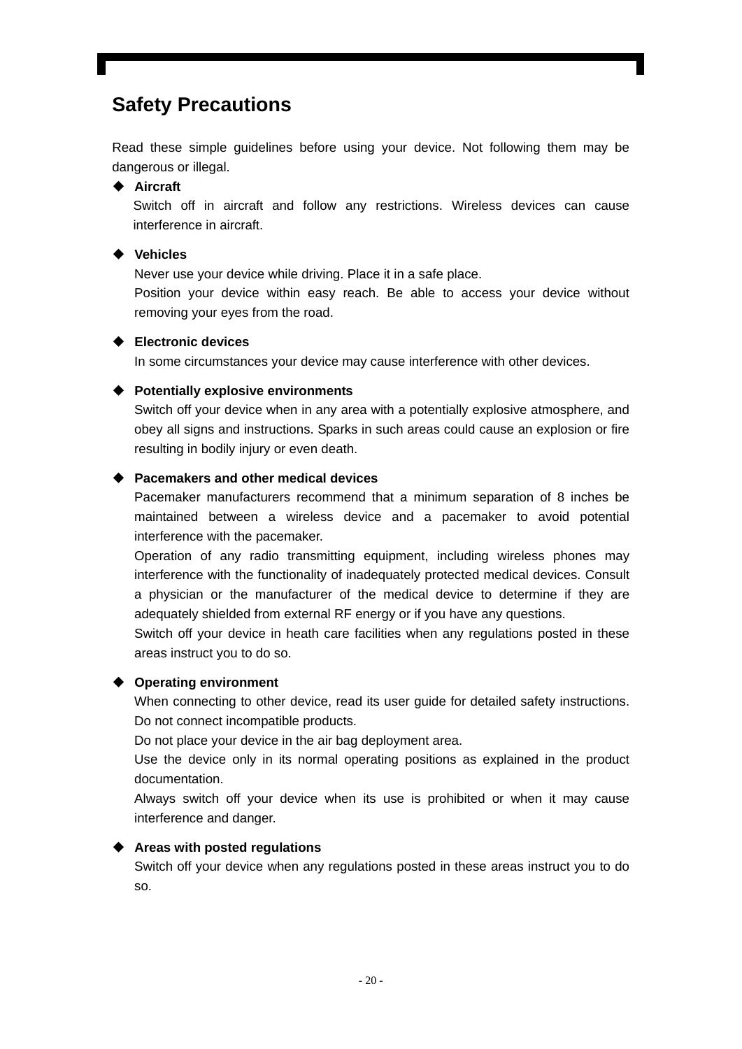# Safety Precautions

Read these simple guidelines before using your device. Not following them may be dangerous or illegal.

- **Aircraft**
  Switch off in aircraft and follow any restrictions. Wireless devices can cause interference in aircraft.

- **Vehicles**
  Never use your device while driving. Place it in a safe place.
  Position your device within easy reach. Be able to access your device without removing your eyes from the road.

- **Electronic devices**
  In some circumstances your device may cause interference with other devices.

- **Potentially explosive environments**
  Switch off your device when in any area with a potentially explosive atmosphere, and obey all signs and instructions. Sparks in such areas could cause an explosion or fire resulting in bodily injury or even death.

- **Pacemakers and other medical devices**
  Pacemaker manufacturers recommend that a minimum separation of 8 inches be maintained between a wireless device and a pacemaker to avoid potential interference with the pacemaker.
  Operation of any radio transmitting equipment, including wireless phones may interference with the functionality of inadequately protected medical devices. Consult a physician or the manufacturer of the medical device to determine if they are adequately shielded from external RF energy or if you have any questions.
  Switch off your device in heath care facilities when any regulations posted in these areas instruct you to do so.

- **Operating environment**
  When connecting to other device, read its user guide for detailed safety instructions. Do not connect incompatible products.
  Do not place your device in the air bag deployment area.
  Use the device only in its normal operating positions as explained in the product documentation.
  Always switch off your device when its use is prohibited or when it may cause interference and danger.

- **Areas with posted regulations**
  Switch off your device when any regulations posted in these areas instruct you to do so.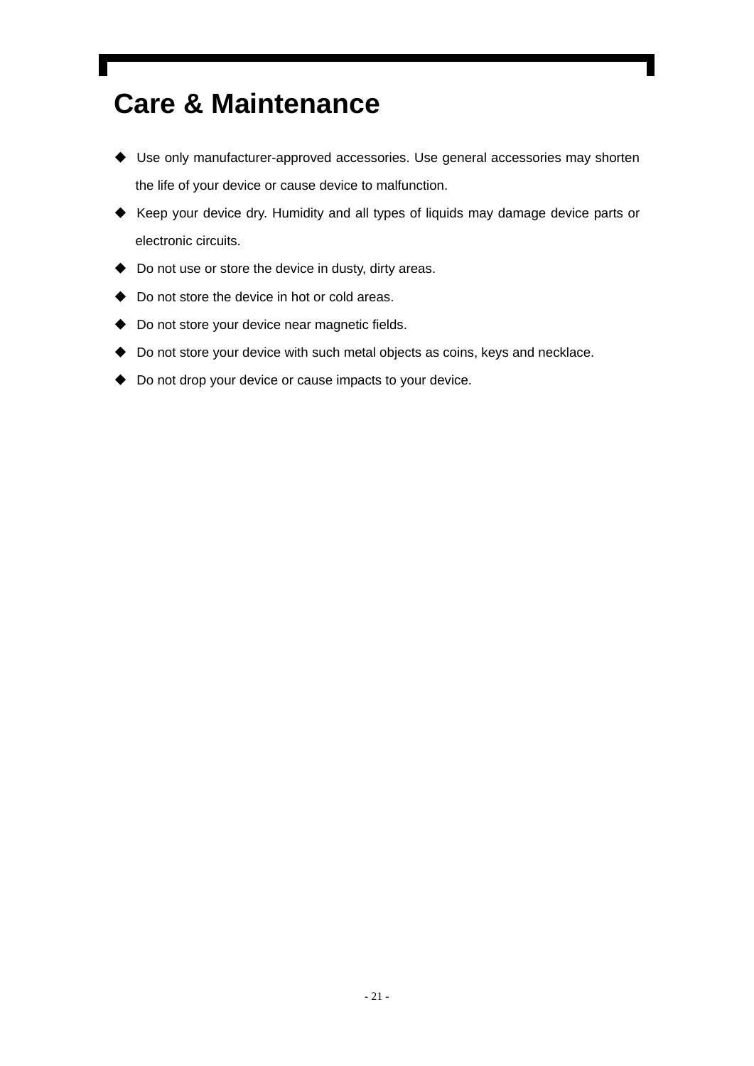# Care & Maintenance

- Use only manufacturer-approved accessories. Use general accessories may shorten the life of your device or cause device to malfunction.
- Keep your device dry. Humidity and all types of liquids may damage device parts or electronic circuits.
- Do not use or store the device in dusty, dirty areas.
- Do not store the device in hot or cold areas.
- Do not store your device near magnetic fields.
- Do not store your device with such metal objects as coins, keys and necklace.
- Do not drop your device or cause impacts to your device.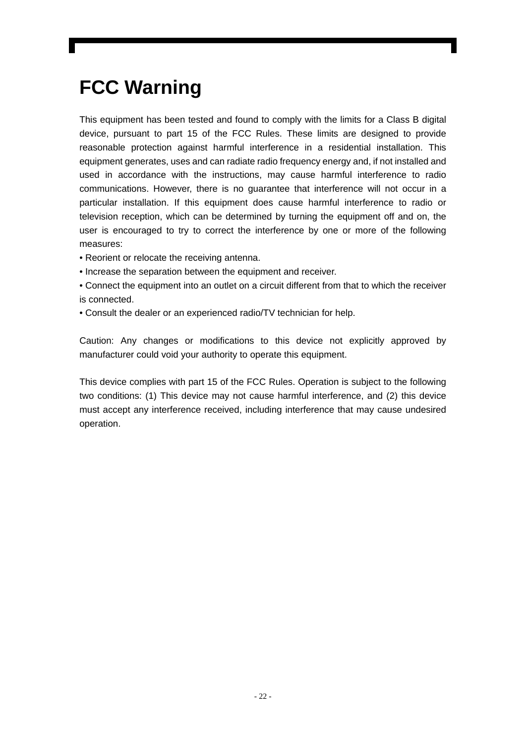# FCC Warning

This equipment has been tested and found to comply with the limits for a Class B digital device, pursuant to part 15 of the FCC Rules. These limits are designed to provide reasonable protection against harmful interference in a residential installation. This equipment generates, uses and can radiate radio frequency energy and, if not installed and used in accordance with the instructions, may cause harmful interference to radio communications. However, there is no guarantee that interference will not occur in a particular installation. If this equipment does cause harmful interference to radio or television reception, which can be determined by turning the equipment off and on, the user is encouraged to try to correct the interference by one or more of the following measures:

• Reorient or relocate the receiving antenna.

• Increase the separation between the equipment and receiver.

• Connect the equipment into an outlet on a circuit different from that to which the receiver is connected.

• Consult the dealer or an experienced radio/TV technician for help.

Caution: Any changes or modifications to this device not explicitly approved by manufacturer could void your authority to operate this equipment.

This device complies with part 15 of the FCC Rules. Operation is subject to the following two conditions: (1) This device may not cause harmful interference, and (2) this device must accept any interference received, including interference that may cause undesired operation.